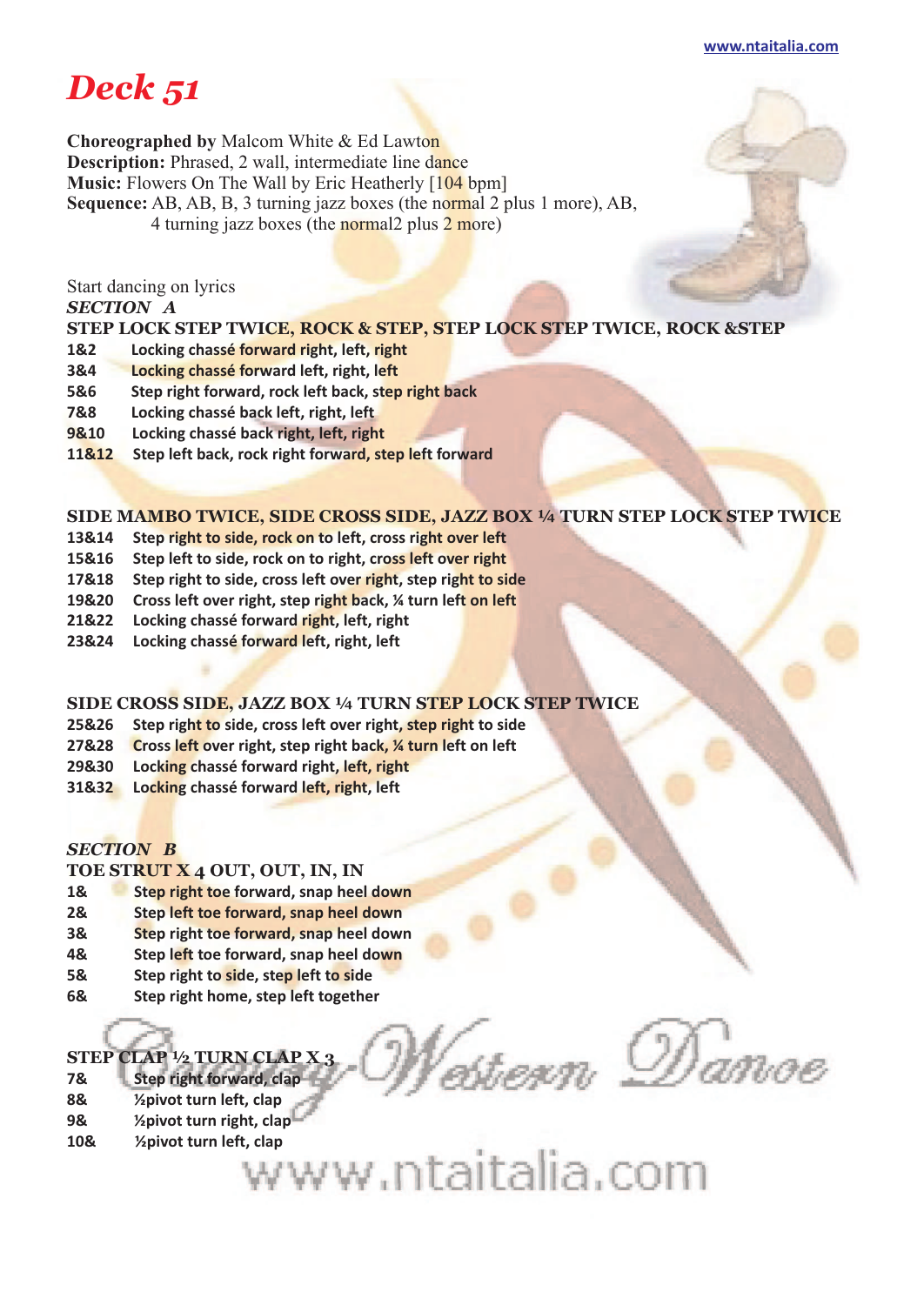# *Deck 51*

**Choreographed by** Malcom White & Ed Lawton
**Description:** Phrased, 2 wall, intermediate line dance
**Music:** Flowers On The Wall by Eric Heatherly [104 bpm]
**Sequence:** AB, AB, B, 3 turning jazz boxes (the normal 2 plus 1 more), AB, 4 turning jazz boxes (the normal2 plus 2 more)

Start dancing on lyrics

## *SECTION A*

### STEP LOCK STEP TWICE, ROCK & STEP, STEP LOCK STEP TWICE, ROCK &STEP

**1&2** Locking chassé forward right, left, right
**3&4** Locking chassé forward left, right, left
**5&6** Step right forward, rock left back, step right back
**7&8** Locking chassé back left, right, left
**9&10** Locking chassé back right, left, right
**11&12** Step left back, rock right forward, step left forward

### SIDE MAMBO TWICE, SIDE CROSS SIDE, JAZZ BOX ¼ TURN STEP LOCK STEP TWICE

**13&14** Step right to side, rock on to left, cross right over left
**15&16** Step left to side, rock on to right, cross left over right
**17&18** Step right to side, cross left over right, step right to side
**19&20** Cross left over right, step right back, ¼ turn left on left
**21&22** Locking chassé forward right, left, right
**23&24** Locking chassé forward left, right, left

### SIDE CROSS SIDE, JAZZ BOX ¼ TURN STEP LOCK STEP TWICE

**25&26** Step right to side, cross left over right, step right to side
**27&28** Cross left over right, step right back, ¼ turn left on left
**29&30** Locking chassé forward right, left, right
**31&32** Locking chassé forward left, right, left

## *SECTION B*

### TOE STRUT X 4 OUT, OUT, IN, IN

**1&** Step right toe forward, snap heel down
**2&** Step left toe forward, snap heel down
**3&** Step right toe forward, snap heel down
**4&** Step left toe forward, snap heel down
**5&** Step right to side, step left to side
**6&** Step right home, step left together

### STEP CLAP ½ TURN CLAP X 3

**7&** Step right forward, clap
**8&** ½pivot turn left, clap
**9&** ½pivot turn right, clap
**10&** ½pivot turn left, clap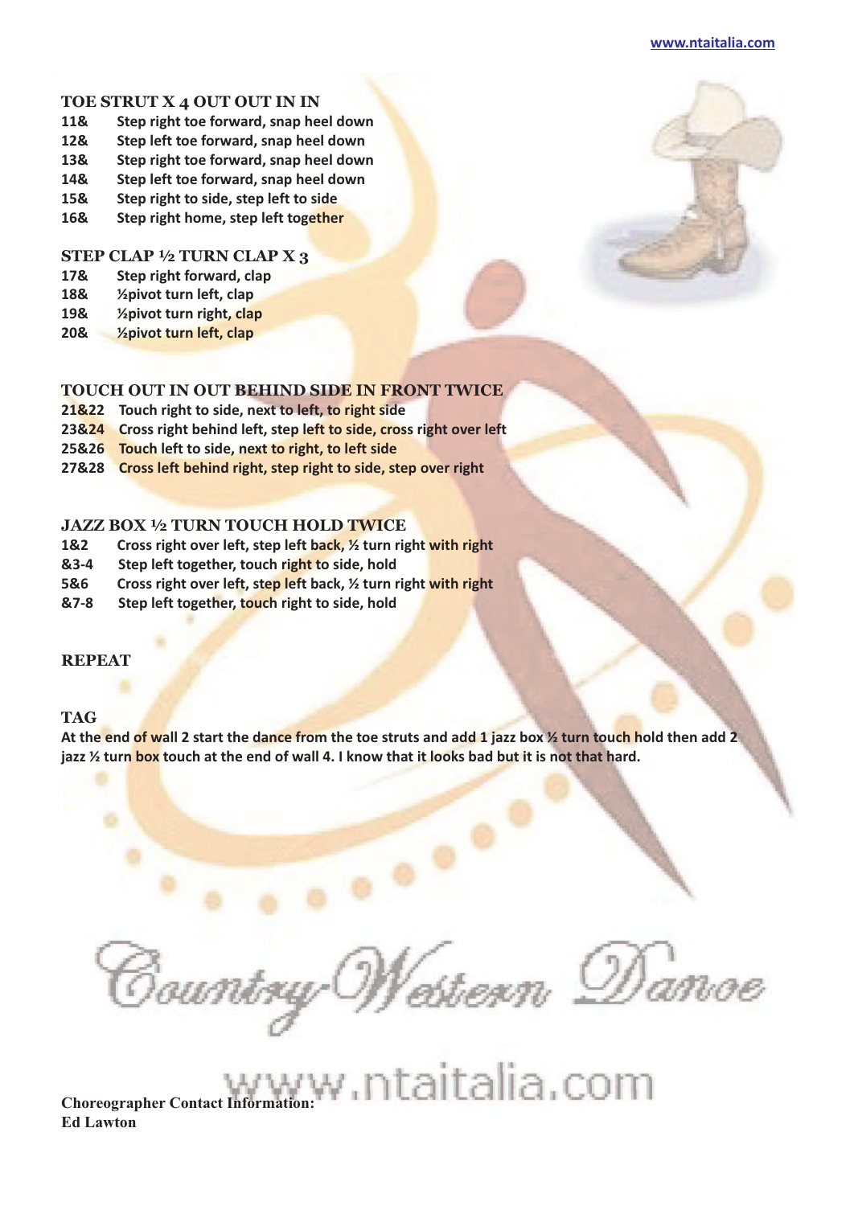### TOE STRUT X 4 OUT OUT IN IN

11& Step right toe forward, snap heel down
12& Step left toe forward, snap heel down
13& Step right toe forward, snap heel down
14& Step left toe forward, snap heel down
15& Step right to side, step left to side
16& Step right home, step left together

### STEP CLAP ½ TURN CLAP X 3

17& Step right forward, clap
18& ½pivot turn left, clap
19& ½pivot turn right, clap
20& ½pivot turn left, clap

### TOUCH OUT IN OUT BEHIND SIDE IN FRONT TWICE

21&22 Touch right to side, next to left, to right side
23&24 Cross right behind left, step left to side, cross right over left
25&26 Touch left to side, next to right, to left side
27&28 Cross left behind right, step right to side, step over right

### JAZZ BOX ½ TURN TOUCH HOLD TWICE

1&2 Cross right over left, step left back, ½ turn right with right
&3-4 Step left together, touch right to side, hold
5&6 Cross right over left, step left back, ½ turn right with right
&7-8 Step left together, touch right to side, hold

### REPEAT

### TAG

At the end of wall 2 start the dance from the toe struts and add 1 jazz box ½ turn touch hold then add 2 jazz ½ turn box touch at the end of wall 4. I know that it looks bad but it is not that hard.

Country-Western Dance

www.ntaitalia.com

**Choreographer Contact Information:**
**Ed Lawton**